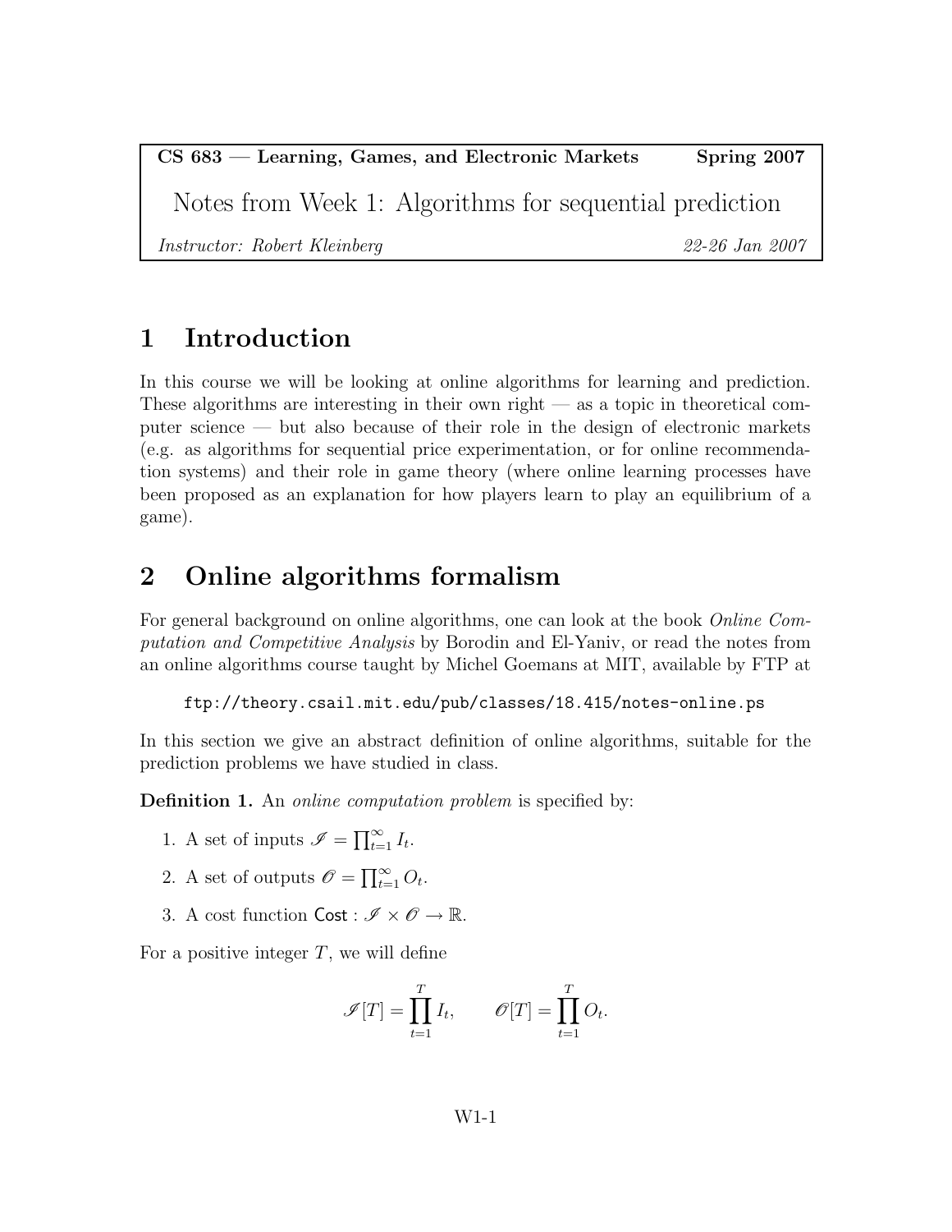**CS 683 — Learning, Games, and Electronic Markets** **Spring 2007**

# Notes from Week 1: Algorithms for sequential prediction

*Instructor: Robert Kleinberg* *22-26 Jan 2007*

## 1 Introduction

In this course we will be looking at online algorithms for learning and prediction. These algorithms are interesting in their own right — as a topic in theoretical computer science — but also because of their role in the design of electronic markets (e.g. as algorithms for sequential price experimentation, or for online recommendation systems) and their role in game theory (where online learning processes have been proposed as an explanation for how players learn to play an equilibrium of a game).

## 2 Online algorithms formalism

For general background on online algorithms, one can look at the book *Online Computation and Competitive Analysis* by Borodin and El-Yaniv, or read the notes from an online algorithms course taught by Michel Goemans at MIT, available by FTP at

```
ftp://theory.csail.mit.edu/pub/classes/18.415/notes-online.ps
```

In this section we give an abstract definition of online algorithms, suitable for the prediction problems we have studied in class.

**Definition 1.** An *online computation problem* is specified by:

1. A set of inputs $\mathscr{I} = \prod_{t=1}^{\infty} I_t$.
2. A set of outputs $\mathscr{O} = \prod_{t=1}^{\infty} O_t$.
3. A cost function $\mathsf{Cost} : \mathscr{I} \times \mathscr{O} \to \mathbb{R}$.

For a positive integer $T$, we will define

$$\mathscr{I}[T] = \prod_{t=1}^{T} I_t, \qquad \mathscr{O}[T] = \prod_{t=1}^{T} O_t.$$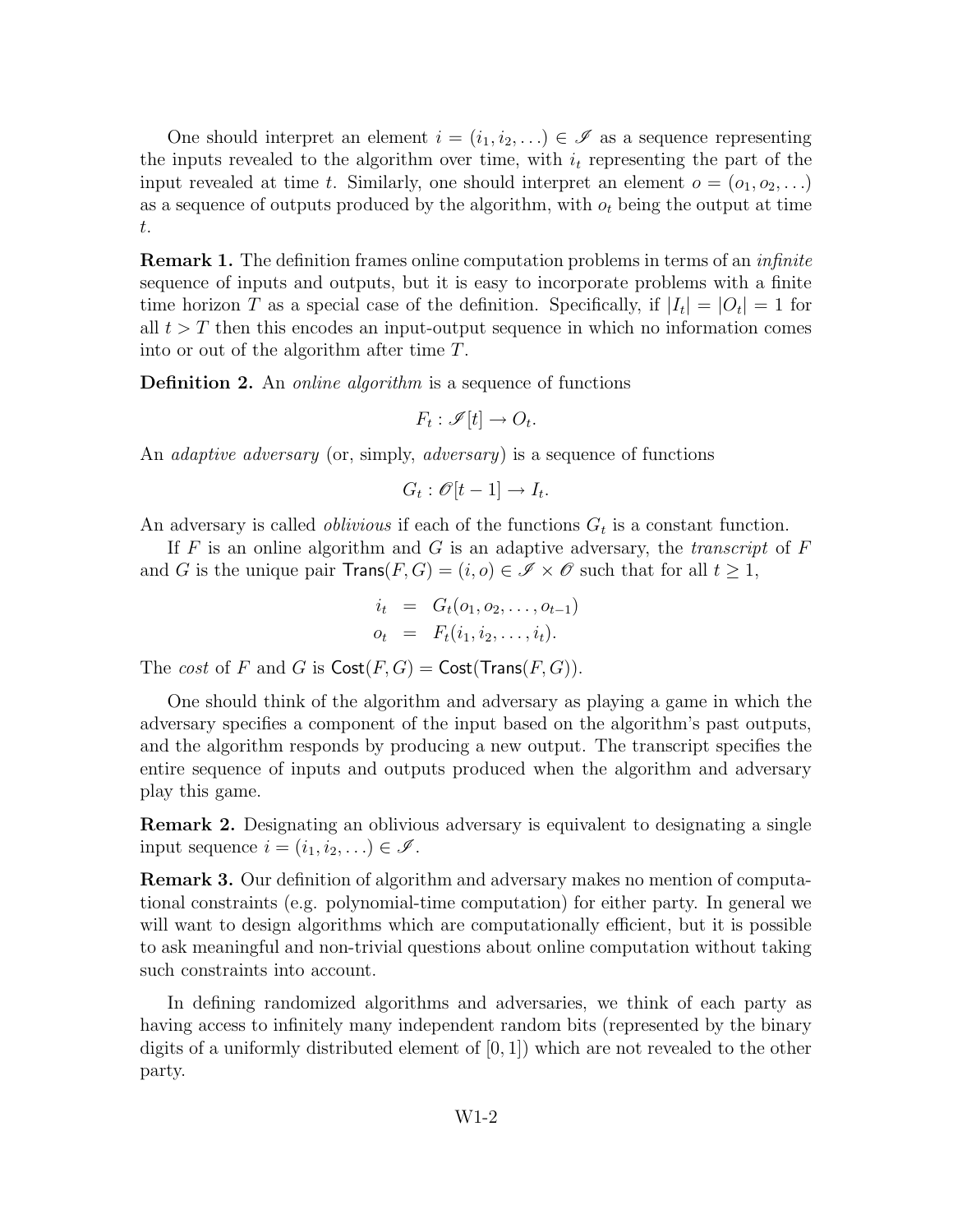One should interpret an element $i = (i_1, i_2, \ldots) \in \mathscr{I}$ as a sequence representing the inputs revealed to the algorithm over time, with $i_t$ representing the part of the input revealed at time $t$. Similarly, one should interpret an element $o = (o_1, o_2, \ldots)$ as a sequence of outputs produced by the algorithm, with $o_t$ being the output at time $t$.

**Remark 1.** The definition frames online computation problems in terms of an *infinite* sequence of inputs and outputs, but it is easy to incorporate problems with a finite time horizon $T$ as a special case of the definition. Specifically, if $|I_t| = |O_t| = 1$ for all $t > T$ then this encodes an input-output sequence in which no information comes into or out of the algorithm after time $T$.

**Definition 2.** An *online algorithm* is a sequence of functions

$$F_t : \mathscr{I}[t] \to O_t.$$

An *adaptive adversary* (or, simply, *adversary*) is a sequence of functions

$$G_t : \mathscr{O}[t-1] \to I_t.$$

An adversary is called *oblivious* if each of the functions $G_t$ is a constant function.

If $F$ is an online algorithm and $G$ is an adaptive adversary, the *transcript* of $F$ and $G$ is the unique pair $\mathsf{Trans}(F, G) = (i, o) \in \mathscr{I} \times \mathscr{O}$ such that for all $t \geq 1$,

$$\begin{aligned} i_t &= G_t(o_1, o_2, \ldots, o_{t-1}) \\ o_t &= F_t(i_1, i_2, \ldots, i_t). \end{aligned}$$

The *cost* of $F$ and $G$ is $\mathsf{Cost}(F, G) = \mathsf{Cost}(\mathsf{Trans}(F, G))$.

One should think of the algorithm and adversary as playing a game in which the adversary specifies a component of the input based on the algorithm's past outputs, and the algorithm responds by producing a new output. The transcript specifies the entire sequence of inputs and outputs produced when the algorithm and adversary play this game.

**Remark 2.** Designating an oblivious adversary is equivalent to designating a single input sequence $i = (i_1, i_2, \ldots) \in \mathscr{I}$.

**Remark 3.** Our definition of algorithm and adversary makes no mention of computational constraints (e.g. polynomial-time computation) for either party. In general we will want to design algorithms which are computationally efficient, but it is possible to ask meaningful and non-trivial questions about online computation without taking such constraints into account.

In defining randomized algorithms and adversaries, we think of each party as having access to infinitely many independent random bits (represented by the binary digits of a uniformly distributed element of $[0, 1]$) which are not revealed to the other party.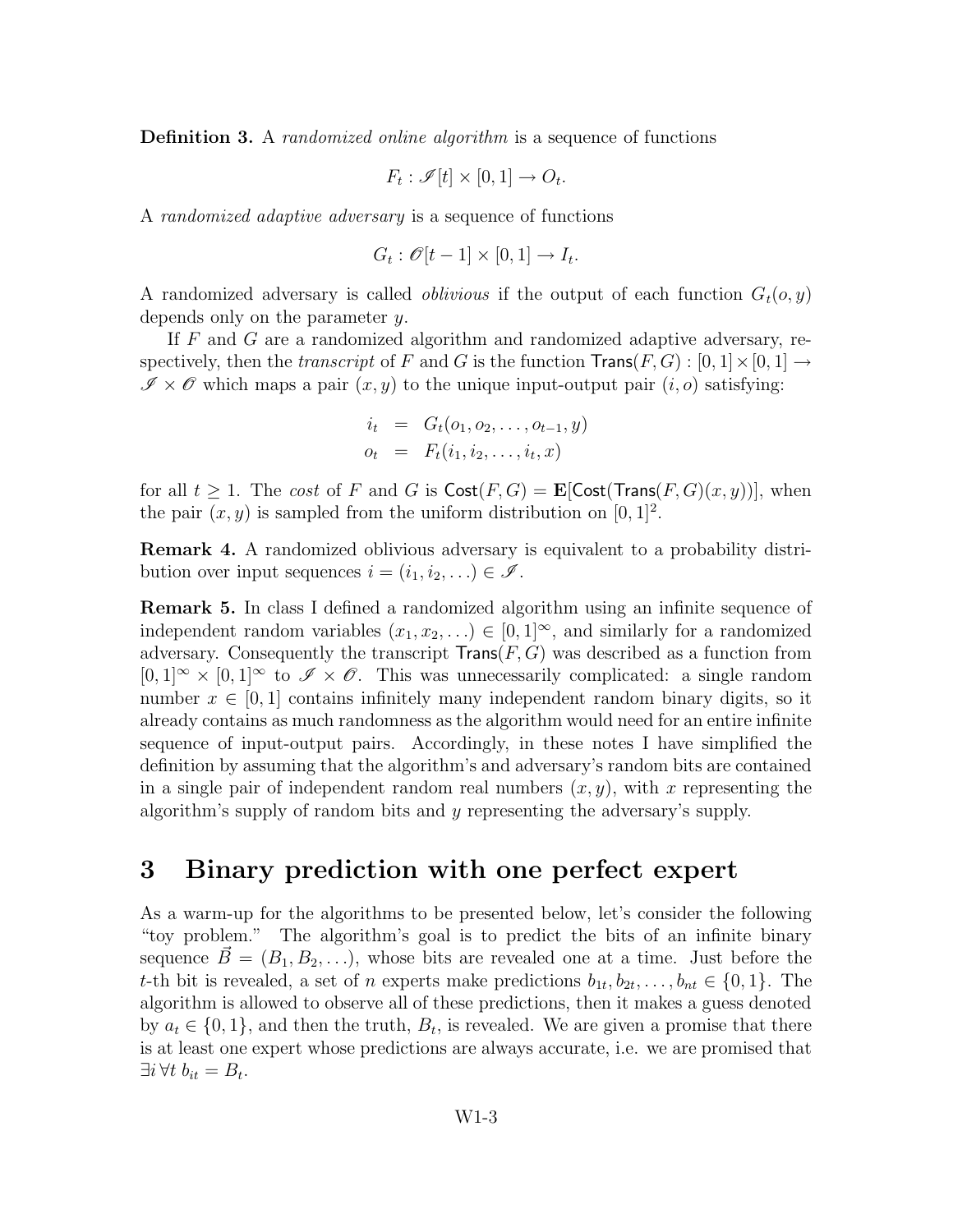**Definition 3.** A *randomized online algorithm* is a sequence of functions

$$F_t : \mathscr{I}[t] \times [0,1] \to O_t.$$

A *randomized adaptive adversary* is a sequence of functions

$$G_t : \mathscr{O}[t-1] \times [0,1] \to I_t.$$

A randomized adversary is called *oblivious* if the output of each function $G_t(o, y)$ depends only on the parameter $y$.

If $F$ and $G$ are a randomized algorithm and randomized adaptive adversary, respectively, then the *transcript* of $F$ and $G$ is the function $\mathsf{Trans}(F, G) : [0,1] \times [0,1] \to \mathscr{I} \times \mathscr{O}$ which maps a pair $(x, y)$ to the unique input-output pair $(i, o)$ satisfying:

$$\begin{aligned} i_t &= G_t(o_1, o_2, \ldots, o_{t-1}, y) \\ o_t &= F_t(i_1, i_2, \ldots, i_t, x) \end{aligned}$$

for all $t \geq 1$. The *cost* of $F$ and $G$ is $\mathsf{Cost}(F, G) = \mathbf{E}[\mathsf{Cost}(\mathsf{Trans}(F, G)(x, y))]$, when the pair $(x, y)$ is sampled from the uniform distribution on $[0,1]^2$.

**Remark 4.** A randomized oblivious adversary is equivalent to a probability distribution over input sequences $i = (i_1, i_2, \ldots) \in \mathscr{I}$.

**Remark 5.** In class I defined a randomized algorithm using an infinite sequence of independent random variables $(x_1, x_2, \ldots) \in [0,1]^\infty$, and similarly for a randomized adversary. Consequently the transcript $\mathsf{Trans}(F, G)$ was described as a function from $[0,1]^\infty \times [0,1]^\infty$ to $\mathscr{I} \times \mathscr{O}$. This was unnecessarily complicated: a single random number $x \in [0,1]$ contains infinitely many independent random binary digits, so it already contains as much randomness as the algorithm would need for an entire infinite sequence of input-output pairs. Accordingly, in these notes I have simplified the definition by assuming that the algorithm's and adversary's random bits are contained in a single pair of independent random real numbers $(x, y)$, with $x$ representing the algorithm's supply of random bits and $y$ representing the adversary's supply.

# 3 Binary prediction with one perfect expert

As a warm-up for the algorithms to be presented below, let's consider the following "toy problem." The algorithm's goal is to predict the bits of an infinite binary sequence $\vec{B} = (B_1, B_2, \ldots)$, whose bits are revealed one at a time. Just before the $t$-th bit is revealed, a set of $n$ experts make predictions $b_{1t}, b_{2t}, \ldots, b_{nt} \in \{0, 1\}$. The algorithm is allowed to observe all of these predictions, then it makes a guess denoted by $a_t \in \{0, 1\}$, and then the truth, $B_t$, is revealed. We are given a promise that there is at least one expert whose predictions are always accurate, i.e. we are promised that $\exists i \, \forall t \; b_{it} = B_t$.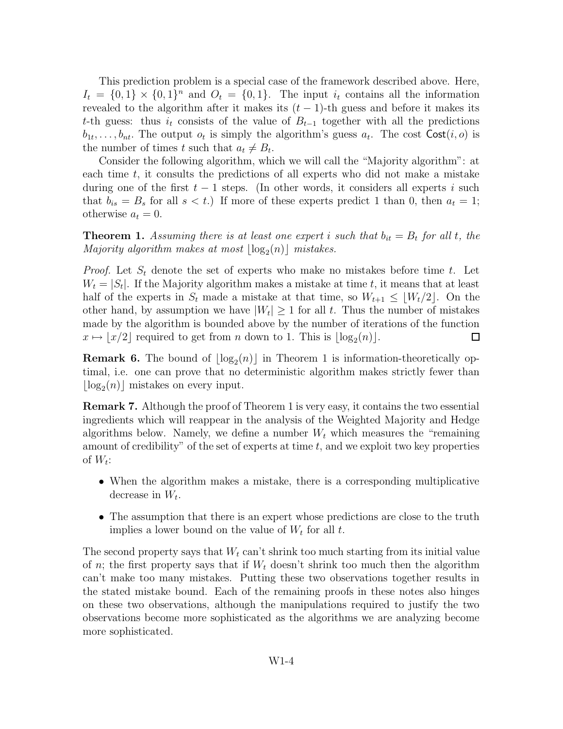This prediction problem is a special case of the framework described above. Here, $I_t = \{0,1\} \times \{0,1\}^n$ and $O_t = \{0,1\}$. The input $i_t$ contains all the information revealed to the algorithm after it makes its $(t-1)$-th guess and before it makes its $t$-th guess: thus $i_t$ consists of the value of $B_{t-1}$ together with all the predictions $b_{1t}, \ldots, b_{nt}$. The output $o_t$ is simply the algorithm's guess $a_t$. The cost $\mathsf{Cost}(i, o)$ is the number of times $t$ such that $a_t \neq B_t$.

Consider the following algorithm, which we will call the "Majority algorithm": at each time $t$, it consults the predictions of all experts who did not make a mistake during one of the first $t-1$ steps. (In other words, it considers all experts $i$ such that $b_{is} = B_s$ for all $s < t$.) If more of these experts predict 1 than 0, then $a_t = 1$; otherwise $a_t = 0$.

**Theorem 1.** *Assuming there is at least one expert $i$ such that $b_{it} = B_t$ for all $t$, the Majority algorithm makes at most $\lfloor \log_2(n) \rfloor$ mistakes.*

*Proof.* Let $S_t$ denote the set of experts who make no mistakes before time $t$. Let $W_t = |S_t|$. If the Majority algorithm makes a mistake at time $t$, it means that at least half of the experts in $S_t$ made a mistake at that time, so $W_{t+1} \leq \lfloor W_t/2 \rfloor$. On the other hand, by assumption we have $|W_t| \geq 1$ for all $t$. Thus the number of mistakes made by the algorithm is bounded above by the number of iterations of the function $x \mapsto \lfloor x/2 \rfloor$ required to get from $n$ down to 1. This is $\lfloor \log_2(n) \rfloor$. $\square$

**Remark 6.** The bound of $\lfloor \log_2(n) \rfloor$ in Theorem 1 is information-theoretically optimal, i.e. one can prove that no deterministic algorithm makes strictly fewer than $\lfloor \log_2(n) \rfloor$ mistakes on every input.

**Remark 7.** Although the proof of Theorem 1 is very easy, it contains the two essential ingredients which will reappear in the analysis of the Weighted Majority and Hedge algorithms below. Namely, we define a number $W_t$ which measures the "remaining amount of credibility" of the set of experts at time $t$, and we exploit two key properties of $W_t$:

- When the algorithm makes a mistake, there is a corresponding multiplicative decrease in $W_t$.
- The assumption that there is an expert whose predictions are close to the truth implies a lower bound on the value of $W_t$ for all $t$.

The second property says that $W_t$ can't shrink too much starting from its initial value of $n$; the first property says that if $W_t$ doesn't shrink too much then the algorithm can't make too many mistakes. Putting these two observations together results in the stated mistake bound. Each of the remaining proofs in these notes also hinges on these two observations, although the manipulations required to justify the two observations become more sophisticated as the algorithms we are analyzing become more sophisticated.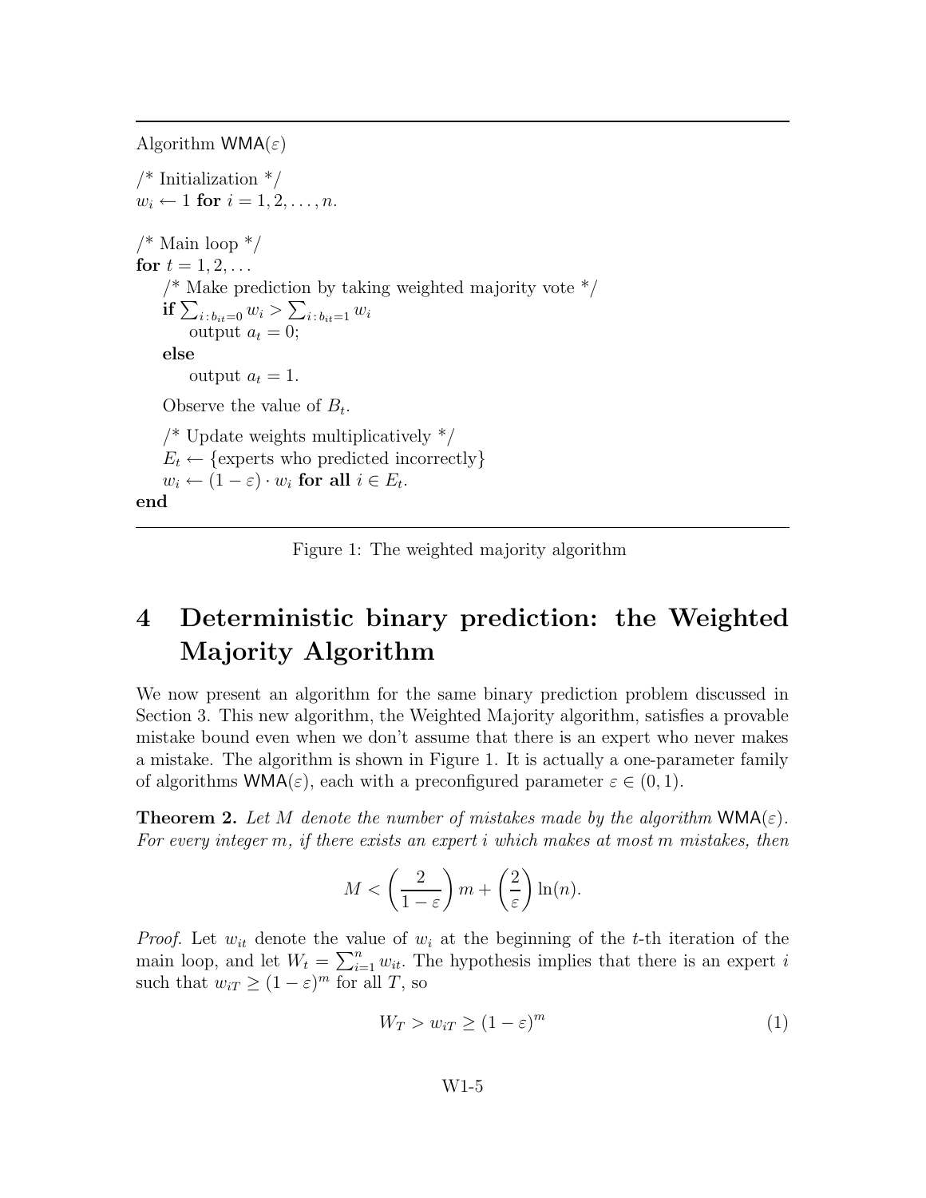Algorithm $\mathsf{WMA}(\varepsilon)$

```
/* Initialization */
w_i ← 1 for i = 1, 2, ..., n.

/* Main loop */
for t = 1, 2, ...
    /* Make prediction by taking weighted majority vote */
    if Σ_{i : b_it = 0} w_i > Σ_{i : b_it = 1} w_i
        output a_t = 0;
    else
        output a_t = 1.

    Observe the value of B_t.

    /* Update weights multiplicatively */
    E_t ← {experts who predicted incorrectly}
    w_i ← (1 − ε) · w_i for all i ∈ E_t.
end
```

Figure 1: The weighted majority algorithm

# 4 Deterministic binary prediction: the Weighted Majority Algorithm

We now present an algorithm for the same binary prediction problem discussed in Section 3. This new algorithm, the Weighted Majority algorithm, satisfies a provable mistake bound even when we don't assume that there is an expert who never makes a mistake. The algorithm is shown in Figure 1. It is actually a one-parameter family of algorithms $\mathsf{WMA}(\varepsilon)$, each with a preconfigured parameter $\varepsilon \in (0, 1)$.

**Theorem 2.** *Let $M$ denote the number of mistakes made by the algorithm $\mathsf{WMA}(\varepsilon)$. For every integer $m$, if there exists an expert $i$ which makes at most $m$ mistakes, then*

$$M < \left(\frac{2}{1-\varepsilon}\right) m + \left(\frac{2}{\varepsilon}\right) \ln(n).$$

*Proof.* Let $w_{it}$ denote the value of $w_i$ at the beginning of the $t$-th iteration of the main loop, and let $W_t = \sum_{i=1}^{n} w_{it}$. The hypothesis implies that there is an expert $i$ such that $w_{iT} \geq (1-\varepsilon)^m$ for all $T$, so

$$W_T > w_{iT} \geq (1-\varepsilon)^m \tag{1}$$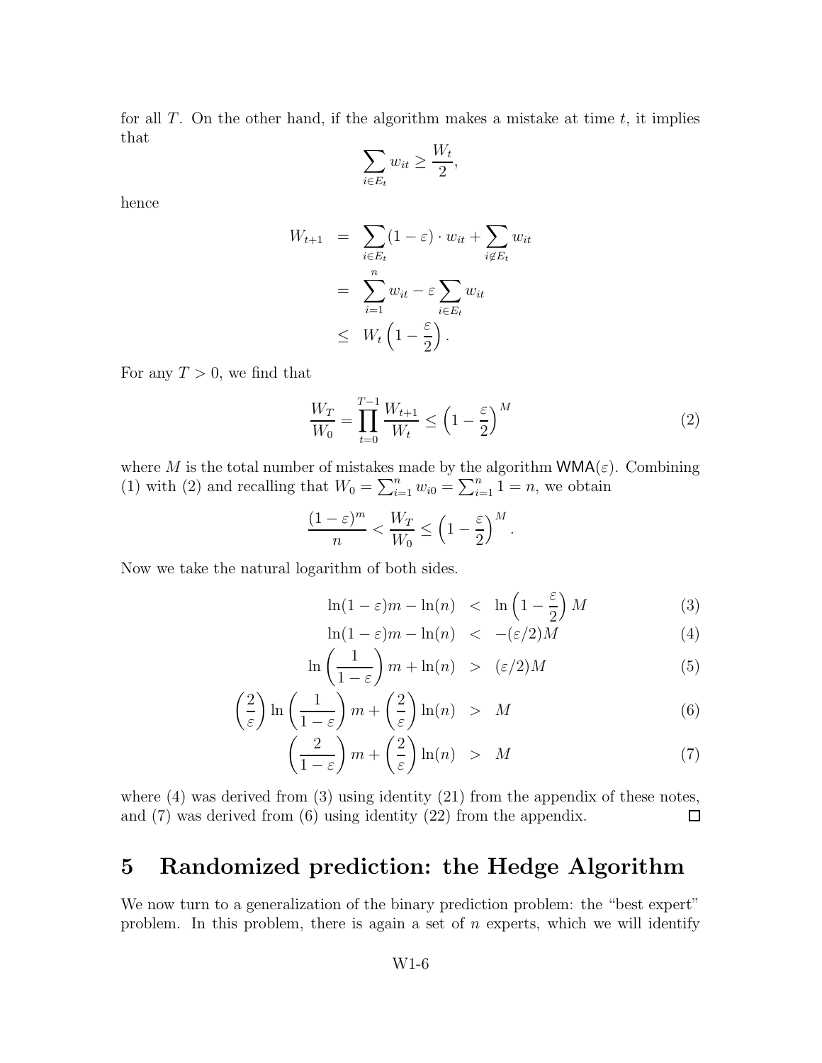for all $T$. On the other hand, if the algorithm makes a mistake at time $t$, it implies that

$$\sum_{i \in E_t} w_{it} \geq \frac{W_t}{2},$$

hence

$$\begin{aligned}
W_{t+1} &= \sum_{i \in E_t} (1 - \varepsilon) \cdot w_{it} + \sum_{i \notin E_t} w_{it} \\
&= \sum_{i=1}^{n} w_{it} - \varepsilon \sum_{i \in E_t} w_{it} \\
&\leq W_t \left(1 - \frac{\varepsilon}{2}\right).
\end{aligned}$$

For any $T > 0$, we find that

$$\frac{W_T}{W_0} = \prod_{t=0}^{T-1} \frac{W_{t+1}}{W_t} \leq \left(1 - \frac{\varepsilon}{2}\right)^M \tag{2}$$

where $M$ is the total number of mistakes made by the algorithm $\mathsf{WMA}(\varepsilon)$. Combining (1) with (2) and recalling that $W_0 = \sum_{i=1}^{n} w_{i0} = \sum_{i=1}^{n} 1 = n$, we obtain

$$\frac{(1-\varepsilon)^m}{n} < \frac{W_T}{W_0} \leq \left(1 - \frac{\varepsilon}{2}\right)^M.$$

Now we take the natural logarithm of both sides.

$$\begin{aligned}
\ln(1-\varepsilon)m - \ln(n) &< \ln\left(1 - \frac{\varepsilon}{2}\right) M & (3) \\
\ln(1-\varepsilon)m - \ln(n) &< -(\varepsilon/2)M & (4) \\
\ln\left(\frac{1}{1-\varepsilon}\right) m + \ln(n) &> (\varepsilon/2)M & (5) \\
\left(\frac{2}{\varepsilon}\right) \ln\left(\frac{1}{1-\varepsilon}\right) m + \left(\frac{2}{\varepsilon}\right) \ln(n) &> M & (6) \\
\left(\frac{2}{1-\varepsilon}\right) m + \left(\frac{2}{\varepsilon}\right) \ln(n) &> M & (7)
\end{aligned}$$

where (4) was derived from (3) using identity (21) from the appendix of these notes, and (7) was derived from (6) using identity (22) from the appendix. □

## 5 Randomized prediction: the Hedge Algorithm

We now turn to a generalization of the binary prediction problem: the "best expert" problem. In this problem, there is again a set of $n$ experts, which we will identify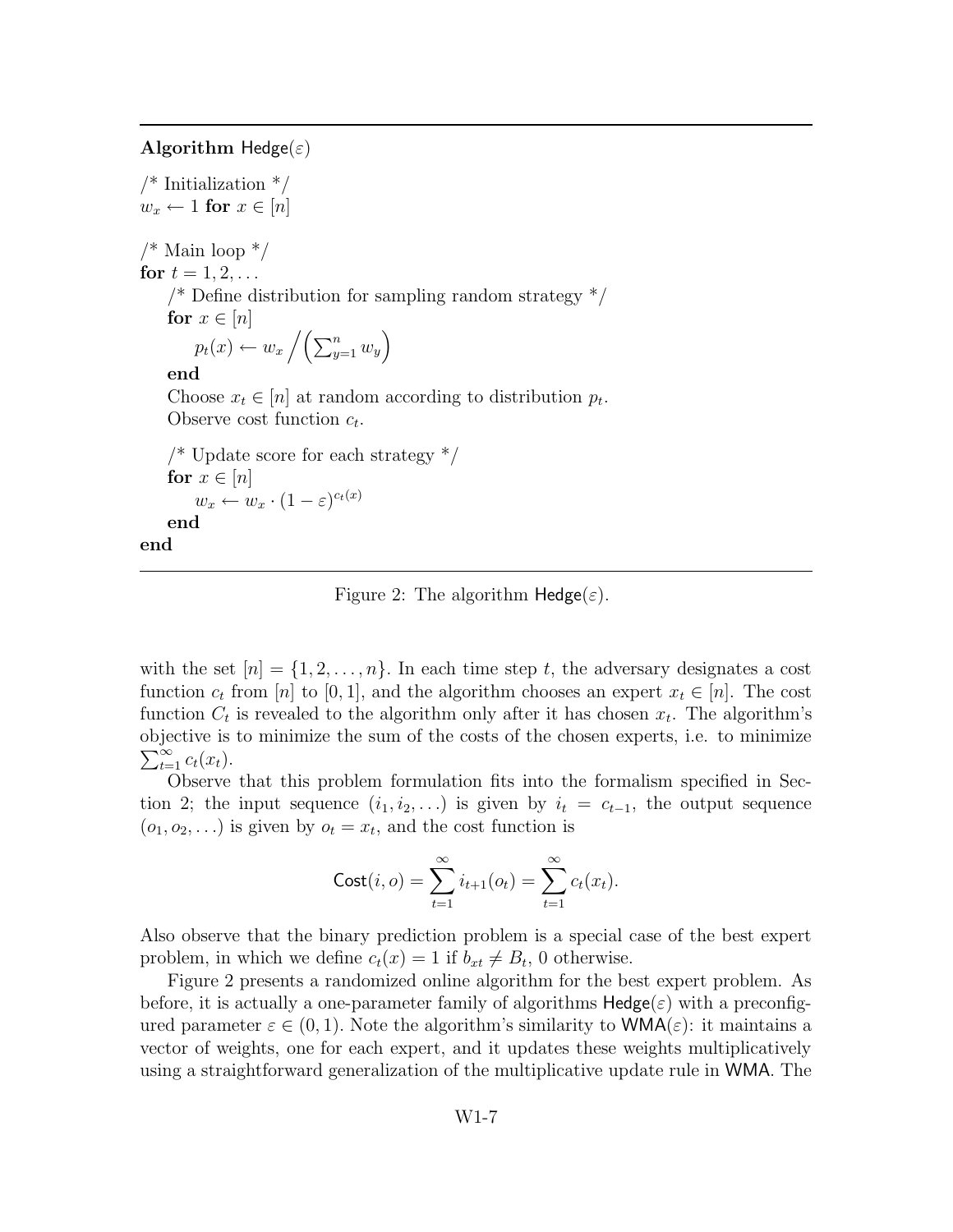**Algorithm** $\mathsf{Hedge}(\varepsilon)$

```
/* Initialization */
w_x ← 1 for x ∈ [n]

/* Main loop */
for t = 1, 2, ...
    /* Define distribution for sampling random strategy */
    for x ∈ [n]
        p_t(x) ← w_x / (∑_{y=1}^n w_y)
    end
    Choose x_t ∈ [n] at random according to distribution p_t.
    Observe cost function c_t.

    /* Update score for each strategy */
    for x ∈ [n]
        w_x ← w_x · (1 − ε)^{c_t(x)}
    end
end
```

Figure 2: The algorithm $\mathsf{Hedge}(\varepsilon)$.

with the set $[n] = \{1, 2, \ldots, n\}$. In each time step $t$, the adversary designates a cost function $c_t$ from $[n]$ to $[0, 1]$, and the algorithm chooses an expert $x_t \in [n]$. The cost function $C_t$ is revealed to the algorithm only after it has chosen $x_t$. The algorithm's objective is to minimize the sum of the costs of the chosen experts, i.e. to minimize $\sum_{t=1}^{\infty} c_t(x_t)$.

Observe that this problem formulation fits into the formalism specified in Section 2; the input sequence $(i_1, i_2, \ldots)$ is given by $i_t = c_{t-1}$, the output sequence $(o_1, o_2, \ldots)$ is given by $o_t = x_t$, and the cost function is

$$\mathsf{Cost}(i, o) = \sum_{t=1}^{\infty} i_{t+1}(o_t) = \sum_{t=1}^{\infty} c_t(x_t).$$

Also observe that the binary prediction problem is a special case of the best expert problem, in which we define $c_t(x) = 1$ if $b_{xt} \neq B_t$, 0 otherwise.

Figure 2 presents a randomized online algorithm for the best expert problem. As before, it is actually a one-parameter family of algorithms $\mathsf{Hedge}(\varepsilon)$ with a preconfigured parameter $\varepsilon \in (0, 1)$. Note the algorithm's similarity to $\mathsf{WMA}(\varepsilon)$: it maintains a vector of weights, one for each expert, and it updates these weights multiplicatively using a straightforward generalization of the multiplicative update rule in $\mathsf{WMA}$. The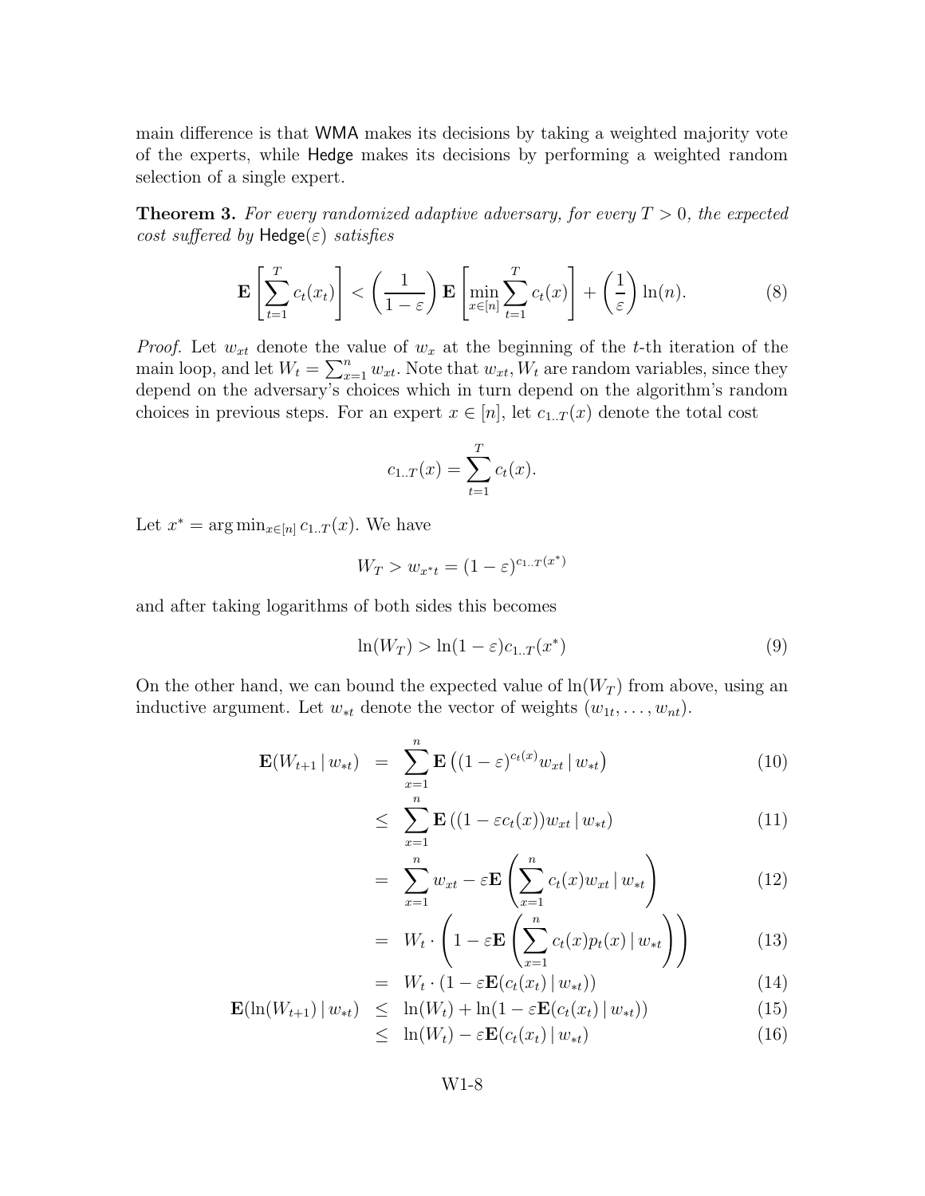main difference is that WMA makes its decisions by taking a weighted majority vote of the experts, while Hedge makes its decisions by performing a weighted random selection of a single expert.

**Theorem 3.** *For every randomized adaptive adversary, for every $T > 0$, the expected cost suffered by* $\mathsf{Hedge}(\varepsilon)$ *satisfies*

$$\mathbf{E}\left[\sum_{t=1}^{T} c_t(x_t)\right] < \left(\frac{1}{1-\varepsilon}\right)\mathbf{E}\left[\min_{x\in[n]}\sum_{t=1}^{T} c_t(x)\right] + \left(\frac{1}{\varepsilon}\right)\ln(n). \tag{8}$$

*Proof.* Let $w_{xt}$ denote the value of $w_x$ at the beginning of the $t$-th iteration of the main loop, and let $W_t = \sum_{x=1}^{n} w_{xt}$. Note that $w_{xt}, W_t$ are random variables, since they depend on the adversary's choices which in turn depend on the algorithm's random choices in previous steps. For an expert $x \in [n]$, let $c_{1..T}(x)$ denote the total cost

$$c_{1..T}(x) = \sum_{t=1}^{T} c_t(x).$$

Let $x^* = \arg\min_{x\in[n]} c_{1..T}(x)$. We have

$$W_T > w_{x^*t} = (1-\varepsilon)^{c_{1..T}(x^*)}$$

and after taking logarithms of both sides this becomes

$$\ln(W_T) > \ln(1-\varepsilon)c_{1..T}(x^*) \tag{9}$$

On the other hand, we can bound the expected value of $\ln(W_T)$ from above, using an inductive argument. Let $w_{*t}$ denote the vector of weights $(w_{1t}, \ldots, w_{nt})$.

$$\begin{aligned}
\mathbf{E}(W_{t+1} \mid w_{*t}) &= \sum_{x=1}^{n} \mathbf{E}\left((1-\varepsilon)^{c_t(x)} w_{xt} \mid w_{*t}\right) && (10)\\
&\leq \sum_{x=1}^{n} \mathbf{E}\left((1-\varepsilon c_t(x)) w_{xt} \mid w_{*t}\right) && (11)\\
&= \sum_{x=1}^{n} w_{xt} - \varepsilon \mathbf{E}\left(\sum_{x=1}^{n} c_t(x) w_{xt} \mid w_{*t}\right) && (12)\\
&= W_t \cdot \left(1 - \varepsilon \mathbf{E}\left(\sum_{x=1}^{n} c_t(x) p_t(x) \mid w_{*t}\right)\right) && (13)\\
&= W_t \cdot (1 - \varepsilon \mathbf{E}(c_t(x_t) \mid w_{*t})) && (14)\\
\mathbf{E}(\ln(W_{t+1}) \mid w_{*t}) &\leq \ln(W_t) + \ln(1 - \varepsilon \mathbf{E}(c_t(x_t) \mid w_{*t})) && (15)\\
&\leq \ln(W_t) - \varepsilon \mathbf{E}(c_t(x_t) \mid w_{*t}) && (16)
\end{aligned}$$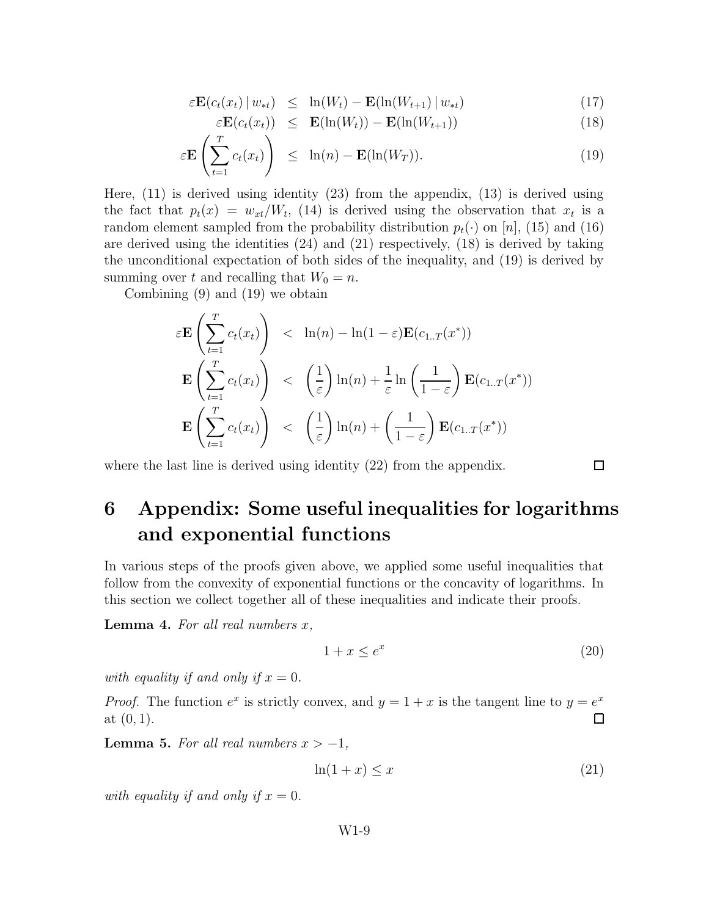$$
\begin{aligned}
\varepsilon \mathbf{E}(c_t(x_t) \,|\, w_{*t}) &\leq \ln(W_t) - \mathbf{E}(\ln(W_{t+1}) \,|\, w_{*t}) & (17)\\
\varepsilon \mathbf{E}(c_t(x_t)) &\leq \mathbf{E}(\ln(W_t)) - \mathbf{E}(\ln(W_{t+1})) & (18)\\
\varepsilon \mathbf{E}\left(\sum_{t=1}^{T} c_t(x_t)\right) &\leq \ln(n) - \mathbf{E}(\ln(W_T)). & (19)
\end{aligned}
$$

Here, (11) is derived using identity (23) from the appendix, (13) is derived using the fact that $p_t(x) = w_{xt}/W_t$, (14) is derived using the observation that $x_t$ is a random element sampled from the probability distribution $p_t(\cdot)$ on $[n]$, (15) and (16) are derived using the identities (24) and (21) respectively, (18) is derived by taking the unconditional expectation of both sides of the inequality, and (19) is derived by summing over $t$ and recalling that $W_0 = n$.

Combining (9) and (19) we obtain

$$
\begin{aligned}
\varepsilon \mathbf{E}\left(\sum_{t=1}^{T} c_t(x_t)\right) &< \ln(n) - \ln(1-\varepsilon)\mathbf{E}(c_{1..T}(x^*))\\
\mathbf{E}\left(\sum_{t=1}^{T} c_t(x_t)\right) &< \left(\frac{1}{\varepsilon}\right)\ln(n) + \frac{1}{\varepsilon}\ln\left(\frac{1}{1-\varepsilon}\right)\mathbf{E}(c_{1..T}(x^*))\\
\mathbf{E}\left(\sum_{t=1}^{T} c_t(x_t)\right) &< \left(\frac{1}{\varepsilon}\right)\ln(n) + \left(\frac{1}{1-\varepsilon}\right)\mathbf{E}(c_{1..T}(x^*))
\end{aligned}
$$

where the last line is derived using identity (22) from the appendix. □

# 6 Appendix: Some useful inequalities for logarithms and exponential functions

In various steps of the proofs given above, we applied some useful inequalities that follow from the convexity of exponential functions or the concavity of logarithms. In this section we collect together all of these inequalities and indicate their proofs.

**Lemma 4.** *For all real numbers $x$,*

$$
1 + x \leq e^x \tag{20}
$$

*with equality if and only if $x = 0$.*

*Proof.* The function $e^x$ is strictly convex, and $y = 1 + x$ is the tangent line to $y = e^x$ at $(0, 1)$. □

**Lemma 5.** *For all real numbers $x > -1$,*

$$
\ln(1 + x) \leq x \tag{21}
$$

*with equality if and only if $x = 0$.*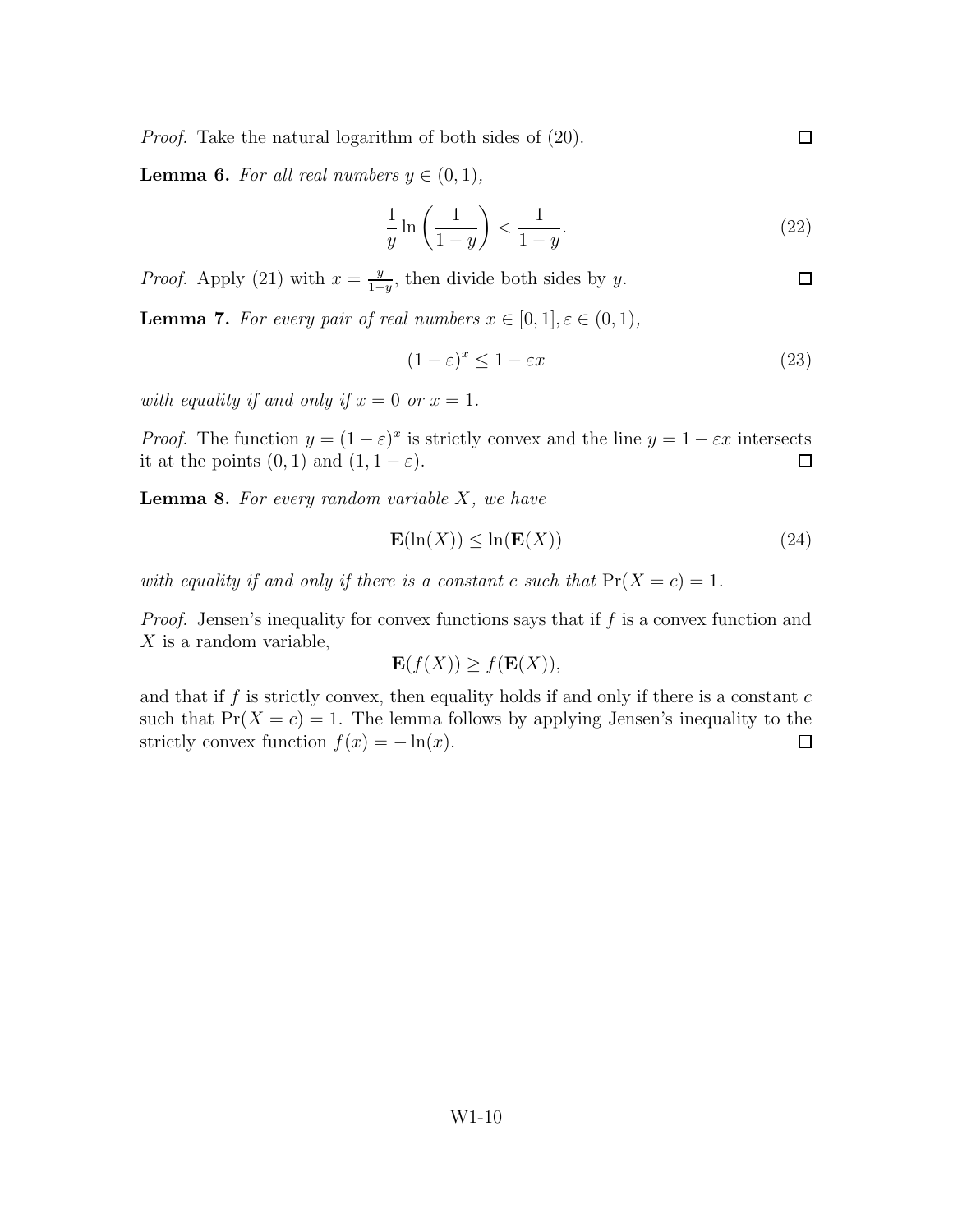*Proof.* Take the natural logarithm of both sides of (20). ☐

**Lemma 6.** *For all real numbers $y \in (0, 1)$,*

$$\frac{1}{y} \ln\left(\frac{1}{1-y}\right) < \frac{1}{1-y}. \tag{22}$$

*Proof.* Apply (21) with $x = \frac{y}{1-y}$, then divide both sides by $y$. ☐

**Lemma 7.** *For every pair of real numbers $x \in [0, 1], \varepsilon \in (0, 1)$,*

$$(1 - \varepsilon)^x \leq 1 - \varepsilon x \tag{23}$$

*with equality if and only if $x = 0$ or $x = 1$.*

*Proof.* The function $y = (1 - \varepsilon)^x$ is strictly convex and the line $y = 1 - \varepsilon x$ intersects it at the points $(0, 1)$ and $(1, 1 - \varepsilon)$. ☐

**Lemma 8.** *For every random variable $X$, we have*

$$\mathbf{E}(\ln(X)) \leq \ln(\mathbf{E}(X)) \tag{24}$$

*with equality if and only if there is a constant $c$ such that $\Pr(X = c) = 1$.*

*Proof.* Jensen's inequality for convex functions says that if $f$ is a convex function and $X$ is a random variable,

$$\mathbf{E}(f(X)) \geq f(\mathbf{E}(X)),$$

and that if $f$ is strictly convex, then equality holds if and only if there is a constant $c$ such that $\Pr(X = c) = 1$. The lemma follows by applying Jensen's inequality to the strictly convex function $f(x) = -\ln(x)$. ☐